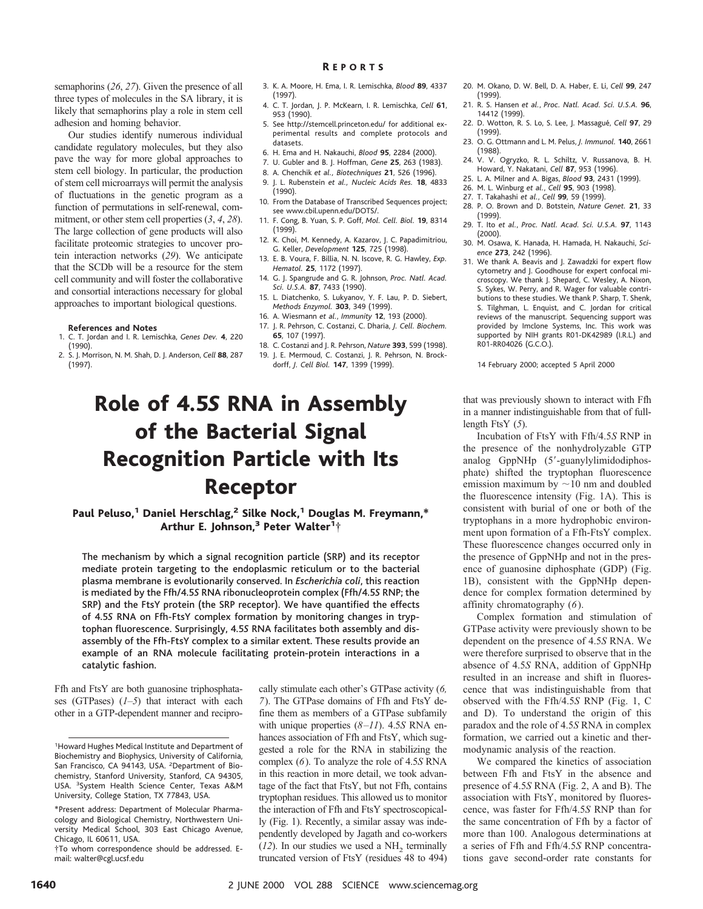semaphorins (*26*, *27*). Given the presence of all three types of molecules in the SA library, it is likely that semaphorins play a role in stem cell adhesion and homing behavior.

Our studies identify numerous individual candidate regulatory molecules, but they also pave the way for more global approaches to stem cell biology. In particular, the production of stem cell microarrays will permit the analysis of fluctuations in the genetic program as a function of permutations in self-renewal, commitment, or other stem cell properties (*3*, *4*, *28*). The large collection of gene products will also facilitate proteomic strategies to uncover protein interaction networks (*29*). We anticipate that the SCDb will be a resource for the stem cell community and will foster the collaborative and consortial interactions necessary for global approaches to important biological questions.

**References and Notes**

1. C. T. Jordan and I. R. Lemischka, *Genes Dev.* **4**, 220 (1990).
2. S. J. Morrison, N. M. Shah, D. J. Anderson, *Cell* **88**, 287 (1997).
3. K. A. Moore, H. Ema, I. R. Lemischka, *Blood* **89**, 4337 (1997).
4. C. T. Jordan, J. P. McKearn, I. R. Lemischka, *Cell* **61**, 953 (1990).
5. See http://stemcell.princeton.edu/ for additional experimental results and complete protocols and datasets.
6. H. Ema and H. Nakauchi, *Blood* **95**, 2284 (2000).
7. U. Gubler and B. J. Hoffman, *Gene* **25**, 263 (1983).
8. A. Chenchik *et al.*, *Biotechniques* **21**, 526 (1996).
9. J. L. Rubenstein *et al.*, *Nucleic Acids Res.* **18**, 4833 (1990).
10. From the Database of Transcribed Sequences project; see www.cbil.upenn.edu/DOTS/.
11. F. Cong, B. Yuan, S. P. Goff, *Mol. Cell. Biol.* **19**, 8314 (1999).
12. K. Choi, M. Kennedy, A. Kazarov, J. C. Papadimitriou, G. Keller, *Development* **125**, 725 (1998).
13. E. B. Voura, F. Billia, N. N. Iscove, R. G. Hawley, *Exp. Hematol.* **25**, 1172 (1997).
14. G. J. Spangrude and G. R. Johnson, *Proc. Natl. Acad. Sci. U.S.A.* **87**, 7433 (1990).
15. L. Diatchenko, S. Lukyanov, Y. F. Lau, P. D. Siebert, *Methods Enzymol.* **303**, 349 (1999).
16. A. Wiesmann *et al.*, *Immunity* **12**, 193 (2000).
17. J. R. Pehrson, C. Costanzi, C. Dharia, *J. Cell. Biochem.* **65**, 107 (1997).
18. C. Costanzi and J. R. Pehrson, *Nature* **393**, 599 (1998).
19. J. E. Mermoud, C. Costanzi, J. R. Pehrson, N. Brockdorff, *J. Cell Biol.* **147**, 1399 (1999).
20. M. Okano, D. W. Bell, D. A. Haber, E. Li, *Cell* **99**, 247 (1999).
21. R. S. Hansen *et al.*, *Proc. Natl. Acad. Sci. U.S.A.* **96**, 14412 (1999).
22. D. Wotton, R. S. Lo, S. Lee, J. Massagué, *Cell* **97**, 29 (1999).
23. O. G. Ottmann and L. M. Pelus, *J. Immunol.* **140**, 2661 (1988).
24. V. V. Ogryzko, R. L. Schiltz, V. Russanova, B. H. Howard, Y. Nakatani, *Cell* **87**, 953 (1996).
25. L. A. Milner and A. Bigas, *Blood* **93**, 2431 (1999).
26. M. L. Winburg *et al.*, *Cell* **95**, 903 (1998).
27. T. Takahashi *et al.*, *Cell* **99**, 59 (1999).
28. P. O. Brown and D. Botstein, *Nature Genet.* **21**, 33 (1999).
29. T. Ito *et al.*, *Proc. Natl. Acad. Sci. U.S.A.* **97**, 1143 (2000).
30. M. Osawa, K. Hanada, H. Hamada, H. Nakauchi, *Science* **273**, 242 (1996).
31. We thank A. Beavis and J. Zawadzki for expert flow cytometry and J. Goodhouse for expert confocal microscopy. We thank J. Shepard, C. Wesley, A. Nixon, S. Sykes, W. Perry, and R. Wager for valuable contributions to these studies. We thank P. Sharp, T. Shenk, S. Tilghman, L. Enquist, and C. Jordan for critical reviews of the manuscript. Sequencing support was provided by Imclone Systems, Inc. This work was supported by NIH grants R01-DK42989 (I.R.L.) and R01-RR04026 (G.C.O.).

14 February 2000; accepted 5 April 2000

# Role of 4.5*S* RNA in Assembly of the Bacterial Signal Recognition Particle with Its Receptor

**Paul Peluso,[1] Daniel Herschlag,[2] Silke Nock,[1] Douglas M. Freymann,\* Arthur E. Johnson,[3] Peter Walter[1]†**

**The mechanism by which a signal recognition particle (SRP) and its receptor mediate protein targeting to the endoplasmic reticulum or to the bacterial plasma membrane is evolutionarily conserved. In *Escherichia coli*, this reaction is mediated by the Ffh/4.5*S* RNA ribonucleoprotein complex (Ffh/4.5*S* RNP; the SRP) and the FtsY protein (the SRP receptor). We have quantified the effects of 4.5*S* RNA on Ffh-FtsY complex formation by monitoring changes in tryptophan fluorescence. Surprisingly, 4.5*S* RNA facilitates both assembly and disassembly of the Ffh-FtsY complex to a similar extent. These results provide an example of an RNA molecule facilitating protein-protein interactions in a catalytic fashion.**

Ffh and FtsY are both guanosine triphosphatases (GTPases) (*1–5*) that interact with each other in a GTP-dependent manner and reciprocally stimulate each other's GTPase activity (*6*, *7*). The GTPase domains of Ffh and FtsY define them as members of a GTPase subfamily with unique properties (*8–11*). 4.5*S* RNA enhances association of Ffh and FtsY, which suggested a role for the RNA in stabilizing the complex (*6*). To analyze the role of 4.5*S* RNA in this reaction in more detail, we took advantage of the fact that FtsY, but not Ffh, contains tryptophan residues. This allowed us to monitor the interaction of Ffh and FtsY spectroscopically (Fig. 1). Recently, a similar assay was independently developed by Jagath and co-workers (*12*). In our studies we used a $NH_2$ terminally truncated version of FtsY (residues 48 to 494) that was previously shown to interact with Ffh in a manner indistinguishable from that of full-length FtsY (*5*).

Incubation of FtsY with Ffh/4.5*S* RNP in the presence of the nonhydrolyzable GTP analog GppNHp (5′-guanylylimidodiphosphate) shifted the tryptophan fluorescence emission maximum by ~10 nm and doubled the fluorescence intensity (Fig. 1A). This is consistent with burial of one or both of the tryptophans in a more hydrophobic environment upon formation of a Ffh-FtsY complex. These fluorescence changes occurred only in the presence of GppNHp and not in the presence of guanosine diphosphate (GDP) (Fig. 1B), consistent with the GppNHp dependence for complex formation determined by affinity chromatography (*6*).

Complex formation and stimulation of GTPase activity were previously shown to be dependent on the presence of 4.5*S* RNA. We were therefore surprised to observe that in the absence of 4.5*S* RNA, addition of GppNHp resulted in an increase and shift in fluorescence that was indistinguishable from that observed with the Ffh/4.5*S* RNP (Fig. 1, C and D). To understand the origin of this paradox and the role of 4.5*S* RNA in complex formation, we carried out a kinetic and thermodynamic analysis of the reaction.

We compared the kinetics of association between Ffh and FtsY in the absence and presence of 4.5*S* RNA (Fig. 2, A and B). The association with FtsY, monitored by fluorescence, was faster for Ffh/4.5*S* RNP than for the same concentration of Ffh by a factor of more than 100. Analogous determinations at a series of Ffh and Ffh/4.5*S* RNP concentrations gave second-order rate constants for

[1]Howard Hughes Medical Institute and Department of Biochemistry and Biophysics, University of California, San Francisco, CA 94143, USA. [2]Department of Biochemistry, Stanford University, Stanford, CA 94305, USA. [3]System Health Science Center, Texas A&M University, College Station, TX 77843, USA.

\*Present address: Department of Molecular Pharmacology and Biological Chemistry, Northwestern University Medical School, 303 East Chicago Avenue, Chicago, IL 60611, USA.

†To whom correspondence should be addressed. E-mail: walter@cgl.ucsf.edu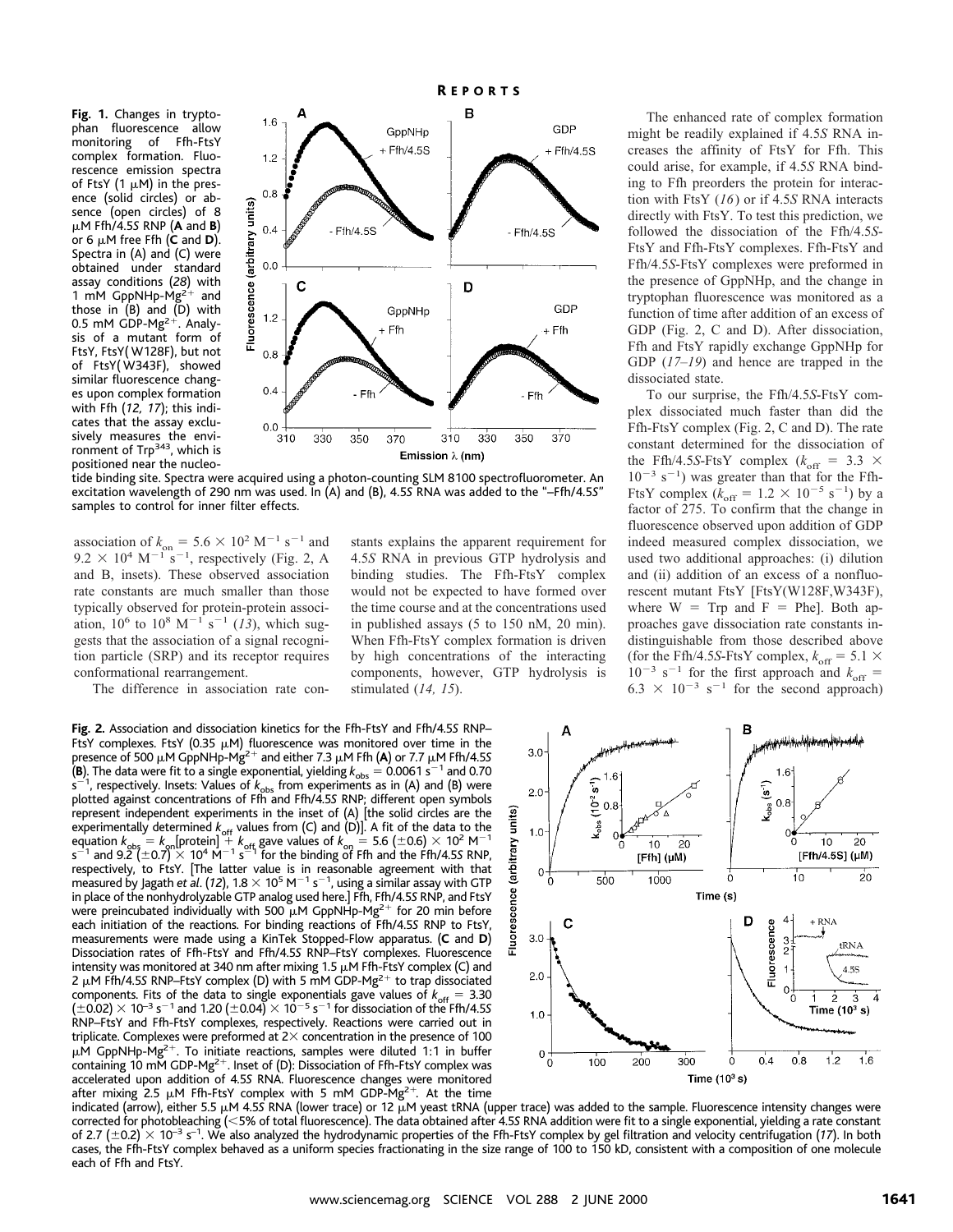**Fig. 1.** Changes in tryptophan fluorescence allow monitoring of Ffh-FtsY complex formation. Fluorescence emission spectra of FtsY (1 μM) in the presence (solid circles) or absence (open circles) of 8 μM Ffh/4.5*S* RNP (**A** and **B**) or 6 μM free Ffh (**C** and **D**). Spectra in (A) and (C) were obtained under standard assay conditions (*28*) with 1 mM GppNHp-$Mg^{2+}$ and those in (B) and (D) with 0.5 mM GDP-$Mg^{2+}$. Analysis of a mutant form of FtsY, FtsY(W128F), but not of FtsY(W343F), showed similar fluorescence changes upon complex formation with Ffh (*12, 17*); this indicates that the assay exclusively measures the environment of $Trp^{343}$, which is positioned near the nucleotide binding site. Spectra were acquired using a photon-counting SLM 8100 spectrofluorometer. An excitation wavelength of 290 nm was used. In (A) and (B), 4.5*S* RNA was added to the "–Ffh/4.5*S*" samples to control for inner filter effects.

association of $k_{on} = 5.6 \times 10^2\ M^{-1}\ s^{-1}$ and $9.2 \times 10^4\ M^{-1}\ s^{-1}$, respectively (Fig. 2, A and B, insets). These observed association rate constants are much smaller than those typically observed for protein-protein association, $10^6$ to $10^8\ M^{-1}\ s^{-1}$ (*13*), which suggests that the association of a signal recognition particle (SRP) and its receptor requires conformational rearrangement.

The difference in association rate constants explains the apparent requirement for 4.5*S* RNA in previous GTP hydrolysis and binding studies. The Ffh-FtsY complex would not be expected to have formed over the time course and at the concentrations used in published assays (5 to 150 nM, 20 min). When Ffh-FtsY complex formation is driven by high concentrations of the interacting components, however, GTP hydrolysis is stimulated (*14, 15*).

The enhanced rate of complex formation might be readily explained if 4.5*S* RNA increases the affinity of FtsY for Ffh. This could arise, for example, if 4.5*S* RNA binding to Ffh preorders the protein for interaction with FtsY (*16*) or if 4.5*S* RNA interacts directly with FtsY. To test this prediction, we followed the dissociation of the Ffh/4.5*S*-FtsY and Ffh-FtsY complexes. Ffh-FtsY and Ffh/4.5*S*-FtsY complexes were preformed in the presence of GppNHp, and the change in tryptophan fluorescence was monitored as a function of time after addition of an excess of GDP (Fig. 2, C and D). After dissociation, Ffh and FtsY rapidly exchange GppNHp for GDP (*17–19*) and hence are trapped in the dissociated state.

To our surprise, the Ffh/4.5*S*-FtsY complex dissociated much faster than did the Ffh-FtsY complex (Fig. 2, C and D). The rate constant determined for the dissociation of the Ffh/4.5*S*-FtsY complex ($k_{off} = 3.3 \times 10^{-3}\ s^{-1}$) was greater than that for the Ffh-FtsY complex ($k_{off} = 1.2 \times 10^{-5}\ s^{-1}$) by a factor of 275. To confirm that the change in fluorescence observed upon addition of GDP indeed measured complex dissociation, we used two additional approaches: (i) dilution and (ii) addition of an excess of a nonfluorescent mutant FtsY [FtsY(W128F,W343F), where W = Trp and F = Phe]. Both approaches gave dissociation rate constants indistinguishable from those described above (for the Ffh/4.5*S*-FtsY complex, $k_{off} = 5.1 \times 10^{-3}\ s^{-1}$ for the first approach and $k_{off} = 6.3 \times 10^{-3}\ s^{-1}$ for the second approach)

**Fig. 2.** Association and dissociation kinetics for the Ffh-FtsY and Ffh/4.5*S* RNP–FtsY complexes. FtsY (0.35 μM) fluorescence was monitored over time in the presence of 500 μM GppNHp-$Mg^{2+}$ and either 7.3 μM Ffh (**A**) or 7.7 μM Ffh/4.5*S* (**B**). The data were fit to a single exponential, yielding $k_{obs} = 0.0061\ s^{-1}$ and 0.70 $s^{-1}$, respectively. Insets: Values of $k_{obs}$ from experiments as in (A) and (B) were plotted against concentrations of Ffh and Ffh/4.5*S* RNP; different open symbols represent independent experiments in the inset of (A) [the solid circles are the experimentally determined $k_{off}$ values from (C) and (D)]. A fit of the data to the equation $k_{obs} = k_{on}[\text{protein}] + k_{off}$ gave values of $k_{on} = 5.6\ (\pm 0.6) \times 10^2\ M^{-1}\ s^{-1}$ and $9.2\ (\pm 0.7) \times 10^4\ M^{-1}\ s^{-1}$ for the binding of Ffh and the Ffh/4.5*S* RNP, respectively, to FtsY. [The latter value is in reasonable agreement with that measured by Jagath *et al.* (*12*), $1.8 \times 10^5\ M^{-1}\ s^{-1}$, using a similar assay with GTP in place of the nonhydrolyzable GTP analog used here.] Ffh, Ffh/4.5*S* RNP, and FtsY were preincubated individually with 500 μM GppNHp-$Mg^{2+}$ for 20 min before each initiation of the reactions. For binding reactions of Ffh/4.5*S* RNP to FtsY, measurements were made using a KinTek Stopped-Flow apparatus. (**C** and **D**) Dissociation rates of Ffh-FtsY and Ffh/4.5*S* RNP–FtsY complexes. Fluorescence intensity was monitored at 340 nm after mixing 1.5 μM Ffh-FtsY complex (C) and 2 μM Ffh/4.5*S* RNP–FtsY complex (D) with 5 mM GDP-$Mg^{2+}$ to trap dissociated components. Fits of the data to single exponentials gave values of $k_{off} = 3.30\ (\pm 0.02) \times 10^{-3}\ s^{-1}$ and $1.20\ (\pm 0.04) \times 10^{-5}\ s^{-1}$ for dissociation of the Ffh/4.5*S* RNP–FtsY and Ffh-FtsY complexes, respectively. Reactions were carried out in triplicate. Complexes were preformed at 2× concentration in the presence of 100 μM GppNHp-$Mg^{2+}$. To initiate reactions, samples were diluted 1:1 in buffer containing 10 mM GDP-$Mg^{2+}$. Inset of (D): Dissociation of Ffh-FtsY complex was accelerated upon addition of 4.5*S* RNA. Fluorescence changes were monitored after mixing 2.5 μM Ffh-FtsY complex with 5 mM GDP-$Mg^{2+}$. At the time indicated (arrow), either 5.5 μM 4.5*S* RNA (lower trace) or 12 μM yeast tRNA (upper trace) was added to the sample. Fluorescence intensity changes were corrected for photobleaching (<5% of total fluorescence). The data obtained after 4.5*S* RNA addition were fit to a single exponential, yielding a rate constant of $2.7\ (\pm 0.2) \times 10^{-3}\ s^{-1}$. We also analyzed the hydrodynamic properties of the Ffh-FtsY complex by gel filtration and velocity centrifugation (*17*). In both cases, the Ffh-FtsY complex behaved as a uniform species fractionating in the size range of 100 to 150 kD, consistent with a composition of one molecule each of Ffh and FtsY.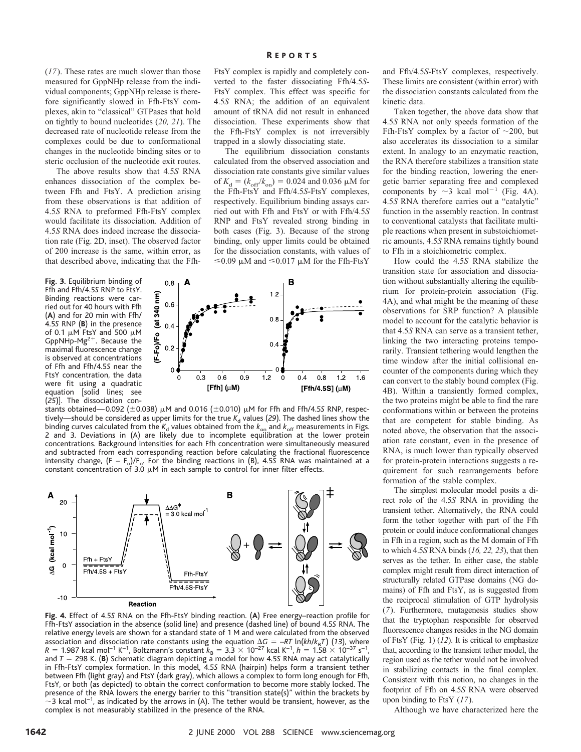(17). These rates are much slower than those measured for GppNHp release from the individual components; GppNHp release is therefore significantly slowed in Ffh-FtsY complexes, akin to "classical" GTPases that hold on tightly to bound nucleotides (20, 21). The decreased rate of nucleotide release from the complexes could be due to conformational changes in the nucleotide binding sites or to steric occlusion of the nucleotide exit routes.

The above results show that 4.5*S* RNA enhances dissociation of the complex between Ffh and FtsY. A prediction arising from these observations is that addition of 4.5*S* RNA to preformed Ffh-FtsY complex would facilitate its dissociation. Addition of 4.5*S* RNA does indeed increase the dissociation rate (Fig. 2D, inset). The observed factor of 200 increase is the same, within error, as that described above, indicating that the Ffh-FtsY complex is rapidly and completely converted to the faster dissociating Ffh/4.5*S*-FtsY complex. This effect was specific for 4.5*S* RNA; the addition of an equivalent amount of tRNA did not result in enhanced dissociation. These experiments show that the Ffh-FtsY complex is not irreversibly trapped in a slowly dissociating state.

The equilibrium dissociation constants calculated from the observed association and dissociation rate constants give similar values of $K_d = (k_{off}/k_{on}) = 0.024$ and 0.036 μM for the Ffh-FtsY and Ffh/4.5*S*-FtsY complexes, respectively. Equilibrium binding assays carried out with Ffh and FtsY or with Ffh/4.5*S* RNP and FtsY revealed strong binding in both cases (Fig. 3). Because of the strong binding, only upper limits could be obtained for the dissociation constants, with values of ≤0.09 μM and ≤0.017 μM for the Ffh-FtsY and Ffh/4.5*S*-FtsY complexes, respectively. These limits are consistent (within error) with the dissociation constants calculated from the kinetic data.

**Fig. 3.** Equilibrium binding of Ffh and Ffh/4.5*S* RNP to FtsY. Binding reactions were carried out for 40 hours with Ffh (**A**) and for 20 min with Ffh/4.5*S* RNP (**B**) in the presence of 0.1 μM FtsY and 500 μM GppNHp-$Mg^{2+}$. Because the maximal fluorescence change is observed at concentrations of Ffh and Ffh/4.5*S* near the FtsY concentration, the data were fit using a quadratic equation [solid lines; see (25)]. The dissociation constants obtained—0.092 (±0.038) μM and 0.016 (±0.010) μM for Ffh and Ffh/4.5*S* RNP, respectively—should be considered as upper limits for the true $K_d$ values (29). The dashed lines show the binding curves calculated from the $K_d$ values obtained from the $k_{on}$ and $k_{off}$ measurements in Figs. 2 and 3. Deviations in (A) are likely due to incomplete equilibration at the lower protein concentrations. Background intensities for each Ffh concentration were simultaneously measured and subtracted from each corresponding reaction before calculating the fractional fluorescence intensity change, $(F - F_o)/F_o$. For the binding reactions in (B), 4.5*S* RNA was maintained at a constant concentration of 3.0 μM in each sample to control for inner filter effects.

**Fig. 4.** Effect of 4.5*S* RNA on the Ffh-FtsY binding reaction. (**A**) Free energy–reaction profile for Ffh-FtsY association in the absence (solid line) and presence (dashed line) of bound 4.5*S* RNA. The relative energy levels are shown for a standard state of 1 M and were calculated from the observed association and dissociation rate constants using the equation $\Delta G = -RT\ \ln(kh/k_B T)$ (13), where $R = 1.987$ kcal $mol^{-1}$ $K^{-1}$, Boltzmann's constant $k_B = 3.3 \times 10^{-27}$ kcal $K^{-1}$, $h = 1.58 \times 10^{-37}$ $s^{-1}$, and $T = 298$ K. (**B**) Schematic diagram depicting a model for how 4.5*S* RNA may act catalytically in Ffh-FtsY complex formation. In this model, 4.5*S* RNA (hairpin) helps form a transient tether between Ffh (light gray) and FtsY (dark gray), which allows a complex to form long enough for Ffh, FtsY, or both (as depicted) to obtain the correct conformation to become more stably locked. The presence of the RNA lowers the energy barrier to this "transition state(s)" within the brackets by ~3 kcal $mol^{-1}$, as indicated by the arrows in (A). The tether would be transient, however, as the complex is not measurably stabilized in the presence of the RNA.

Taken together, the above data show that 4.5*S* RNA not only speeds formation of the Ffh-FtsY complex by a factor of ~200, but also accelerates its dissociation to a similar extent. In analogy to an enzymatic reaction, the RNA therefore stabilizes a transition state for the binding reaction, lowering the energetic barrier separating free and complexed components by ~3 kcal $mol^{-1}$ (Fig. 4A). 4.5*S* RNA therefore carries out a "catalytic" function in the assembly reaction. In contrast to conventional catalysts that facilitate multiple reactions when present in substoichiometric amounts, 4.5*S* RNA remains tightly bound to Ffh in a stoichiometric complex.

How could the 4.5*S* RNA stabilize the transition state for association and dissociation without substantially altering the equilibrium for protein-protein association (Fig. 4A), and what might be the meaning of these observations for SRP function? A plausible model to account for the catalytic behavior is that 4.5*S* RNA can serve as a transient tether, linking the two interacting proteins temporarily. Transient tethering would lengthen the time window after the initial collisional encounter of the components during which they can convert to the stably bound complex (Fig. 4B). Within a transiently formed complex, the two proteins might be able to find the rare conformations within or between the proteins that are competent for stable binding. As noted above, the observation that the association rate constant, even in the presence of RNA, is much lower than typically observed for protein-protein interactions suggests a requirement for such rearrangements before formation of the stable complex.

The simplest molecular model posits a direct role of the 4.5*S* RNA in providing the transient tether. Alternatively, the RNA could form the tether together with part of the Ffh protein or could induce conformational changes in Ffh in a region, such as the M domain of Ffh to which 4.5*S* RNA binds (16, 22, 23), that then serves as the tether. In either case, the stable complex might result from direct interaction of structurally related GTPase domains (NG domains) of Ffh and FtsY, as is suggested from the reciprocal stimulation of GTP hydrolysis (7). Furthermore, mutagenesis studies show that the tryptophan responsible for observed fluorescence changes resides in the NG domain of FtsY (Fig. 1) (12). It is critical to emphasize that, according to the transient tether model, the region used as the tether would not be involved in stabilizing contacts in the final complex. Consistent with this notion, no changes in the footprint of Ffh on 4.5*S* RNA were observed upon binding to FtsY (17).

Although we have characterized here the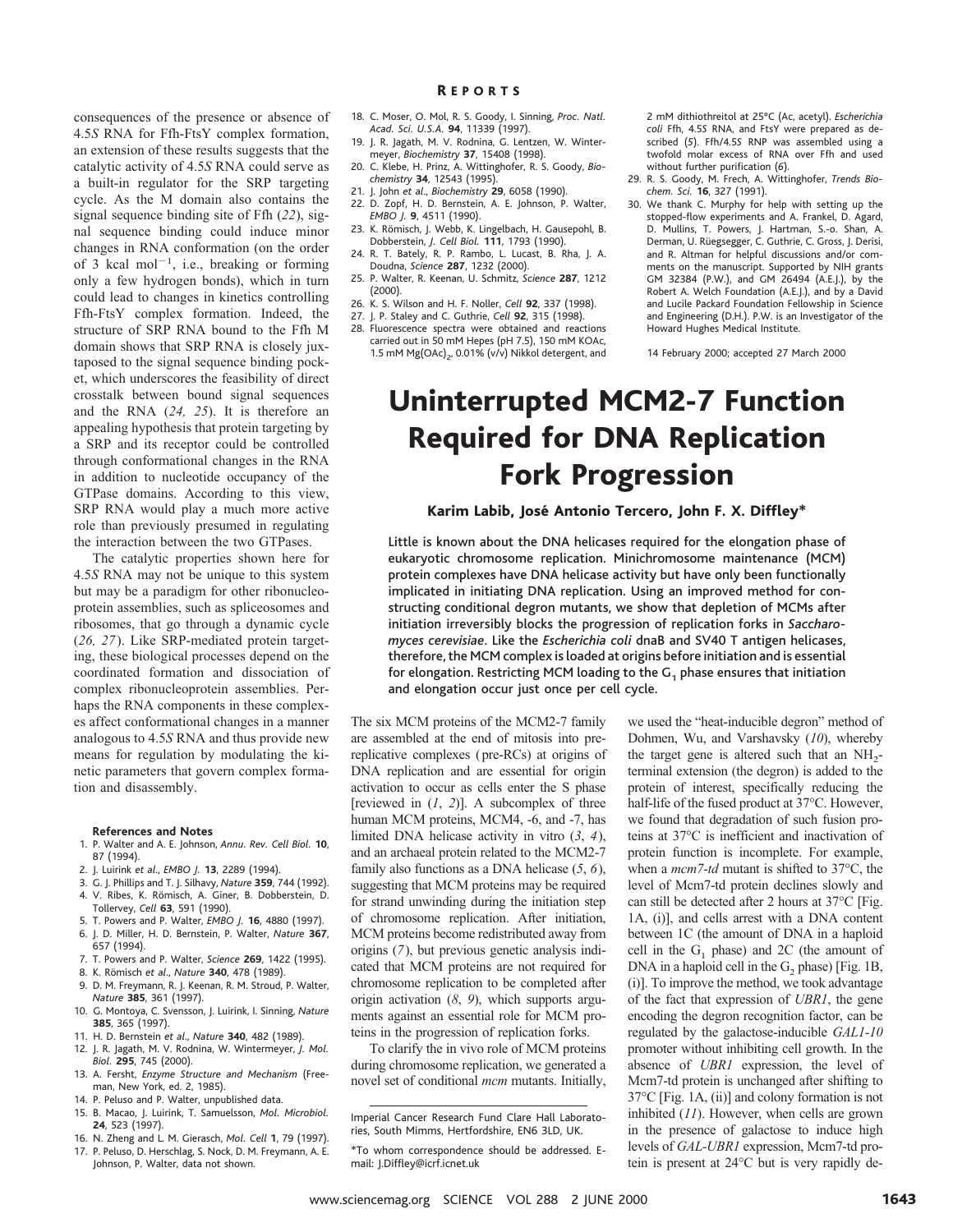consequences of the presence or absence of 4.5*S* RNA for Ffh-FtsY complex formation, an extension of these results suggests that the catalytic activity of 4.5*S* RNA could serve as a built-in regulator for the SRP targeting cycle. As the M domain also contains the signal sequence binding site of Ffh (*22*), signal sequence binding could induce minor changes in RNA conformation (on the order of 3 kcal $mol^{-1}$, i.e., breaking or forming only a few hydrogen bonds), which in turn could lead to changes in kinetics controlling Ffh-FtsY complex formation. Indeed, the structure of SRP RNA bound to the Ffh M domain shows that SRP RNA is closely juxtaposed to the signal sequence binding pocket, which underscores the feasibility of direct crosstalk between bound signal sequences and the RNA (*24, 25*). It is therefore an appealing hypothesis that protein targeting by a SRP and its receptor could be controlled through conformational changes in the RNA in addition to nucleotide occupancy of the GTPase domains. According to this view, SRP RNA would play a much more active role than previously presumed in regulating the interaction between the two GTPases.

The catalytic properties shown here for 4.5*S* RNA may not be unique to this system but may be a paradigm for other ribonucleoprotein assemblies, such as spliceosomes and ribosomes, that go through a dynamic cycle (*26, 27*). Like SRP-mediated protein targeting, these biological processes depend on the coordinated formation and dissociation of complex ribonucleoprotein assemblies. Perhaps the RNA components in these complexes affect conformational changes in a manner analogous to 4.5*S* RNA and thus provide new means for regulation by modulating the kinetic parameters that govern complex formation and disassembly.

#### References and Notes

1. P. Walter and A. E. Johnson, *Annu. Rev. Cell Biol.* **10**, 87 (1994).
2. J. Luirink *et al.*, *EMBO J.* **13**, 2289 (1994).
3. G. J. Phillips and T. J. Silhavy, *Nature* **359**, 744 (1992).
4. V. Ribes, K. Römisch, A. Giner, B. Dobberstein, D. Tollervey, *Cell* **63**, 591 (1990).
5. T. Powers and P. Walter, *EMBO J.* **16**, 4880 (1997).
6. J. D. Miller, H. D. Bernstein, P. Walter, *Nature* **367**, 657 (1994).
7. T. Powers and P. Walter, *Science* **269**, 1422 (1995).
8. K. Römisch *et al.*, *Nature* **340**, 478 (1989).
9. D. M. Freymann, R. J. Keenan, R. M. Stroud, P. Walter, *Nature* **385**, 361 (1997).
10. G. Montoya, C. Svensson, J. Luirink, I. Sinning, *Nature* **385**, 365 (1997).
11. H. D. Bernstein *et al.*, *Nature* **340**, 482 (1989).
12. J. R. Jagath, M. V. Rodnina, W. Wintermeyer, *J. Mol. Biol.* **295**, 745 (2000).
13. A. Fersht, *Enzyme Structure and Mechanism* (Freeman, New York, ed. 2, 1985).
14. P. Peluso and P. Walter, unpublished data.
15. B. Macao, J. Luirink, T. Samuelsson, *Mol. Microbiol.* **24**, 523 (1997).
16. N. Zheng and L. M. Gierasch, *Mol. Cell* **1**, 79 (1997).
17. P. Peluso, D. Herschlag, S. Nock, D. M. Freymann, A. E. Johnson, P. Walter, data not shown.
18. C. Moser, O. Mol, R. S. Goody, I. Sinning, *Proc. Natl. Acad. Sci. U.S.A.* **94**, 11339 (1997).
19. J. R. Jagath, M. V. Rodnina, G. Lentzen, W. Wintermeyer, *Biochemistry* **37**, 15408 (1998).
20. C. Klebe, H. Prinz, A. Wittinghofer, R. S. Goody, *Biochemistry* **34**, 12543 (1995).
21. J. John *et al.*, *Biochemistry* **29**, 6058 (1990).
22. D. Zopf, H. D. Bernstein, A. E. Johnson, P. Walter, *EMBO J.* **9**, 4511 (1990).
23. K. Römisch, J. Webb, K. Lingelbach, H. Gausepohl, B. Dobberstein, *J. Cell Biol.* **111**, 1793 (1990).
24. R. T. Batey, R. P. Rambo, L. Lucast, B. Rha, J. A. Doudna, *Science* **287**, 1232 (2000).
25. P. Walter, R. Keenan, U. Schmitz, *Science* **287**, 1212 (2000).
26. K. S. Wilson and H. F. Noller, *Cell* **92**, 337 (1998).
27. J. P. Staley and C. Guthrie, *Cell* **92**, 315 (1998).
28. Fluorescence spectra were obtained and reactions carried out in 50 mM Hepes (pH 7.5), 150 mM KOAc, 1.5 mM $Mg(OAc)_2$, 0.01% (v/v) Nikkol detergent, and 2 mM dithiothreitol at 25°C (Ac, acetyl). *Escherichia coli* Ffh, 4.5*S* RNA, and FtsY were prepared as described (*5*). Ffh/4.5*S* RNP was assembled using a twofold molar excess of RNA over Ffh and used without further purification (*6*).
29. R. S. Goody, M. Frech, A. Wittinghofer, *Trends Biochem. Sci.* **16**, 327 (1991).
30. We thank C. Murphy for help with setting up the stopped-flow experiments and A. Frankel, D. Agard, D. Mullins, T. Powers, J. Hartman, S.-o. Shan, A. Derman, U. Rüegsegger, C. Guthrie, C. Gross, J. Derisi, and R. Altman for helpful discussions and/or comments on the manuscript. Supported by NIH grants GM 32384 (P.W.), and GM 26494 (A.E.J.), by the Robert A. Welch Foundation (A.E.J.), and by a David and Lucile Packard Foundation Fellowship in Science and Engineering (D.H.). P.W. is an Investigator of the Howard Hughes Medical Institute.

14 February 2000; accepted 27 March 2000

# Uninterrupted MCM2-7 Function Required for DNA Replication Fork Progression

**Karim Labib, José Antonio Tercero, John F. X. Diffley***

**Little is known about the DNA helicases required for the elongation phase of eukaryotic chromosome replication. Minichromosome maintenance (MCM) protein complexes have DNA helicase activity but have only been functionally implicated in initiating DNA replication. Using an improved method for constructing conditional degron mutants, we show that depletion of MCMs after initiation irreversibly blocks the progression of replication forks in *Saccharomyces cerevisiae*. Like the *Escherichia coli* dnaB and SV40 T antigen helicases, therefore, the MCM complex is loaded at origins before initiation and is essential for elongation. Restricting MCM loading to the $G_1$ phase ensures that initiation and elongation occur just once per cell cycle.**

The six MCM proteins of the MCM2-7 family are assembled at the end of mitosis into pre-replicative complexes (pre-RCs) at origins of DNA replication and are essential for origin activation to occur as cells enter the S phase [reviewed in (*1*, *2*)]. A subcomplex of three human MCM proteins, MCM4, -6, and -7, has limited DNA helicase activity in vitro (*3*, *4*), and an archaeal protein related to the MCM2-7 family also functions as a DNA helicase (*5*, *6*), suggesting that MCM proteins may be required for strand unwinding during the initiation step of chromosome replication. After initiation, MCM proteins become redistributed away from origins (*7*), but previous genetic analysis indicated that MCM proteins are not required for chromosome replication to be completed after origin activation (*8*, *9*), which supports arguments against an essential role for MCM proteins in the progression of replication forks.

To clarify the in vivo role of MCM proteins during chromosome replication, we generated a novel set of conditional *mcm* mutants. Initially, we used the "heat-inducible degron" method of Dohmen, Wu, and Varshavsky (*10*), whereby the target gene is altered such that an $NH_2$-terminal extension (the degron) is added to the protein of interest, specifically reducing the half-life of the fused product at 37°C. However, we found that degradation of such fusion proteins at 37°C is inefficient and inactivation of protein function is incomplete. For example, when a *mcm7-td* mutant is shifted to 37°C, the level of Mcm7-td protein declines slowly and can still be detected after 2 hours at 37°C [Fig. 1A, (i)], and cells arrest with a DNA content between 1C (the amount of DNA in a haploid cell in the $G_1$ phase) and 2C (the amount of DNA in a haploid cell in the $G_2$ phase) [Fig. 1B, (i)]. To improve the method, we took advantage of the fact that expression of *UBR1*, the gene encoding the degron recognition factor, can be regulated by the galactose-inducible *GAL1-10* promoter without inhibiting cell growth. In the absence of *UBR1* expression, the level of Mcm7-td protein is unchanged after shifting to 37°C [Fig. 1A, (ii)] and colony formation is not inhibited (*11*). However, when cells are grown in the presence of galactose to induce high levels of *GAL-UBR1* expression, Mcm7-td protein is present at 24°C but is very rapidly de-

Imperial Cancer Research Fund Clare Hall Laboratories, South Mimms, Hertfordshire, EN6 3LD, UK.

*To whom correspondence should be addressed. E-mail: J.Diffley@icrf.icnet.uk